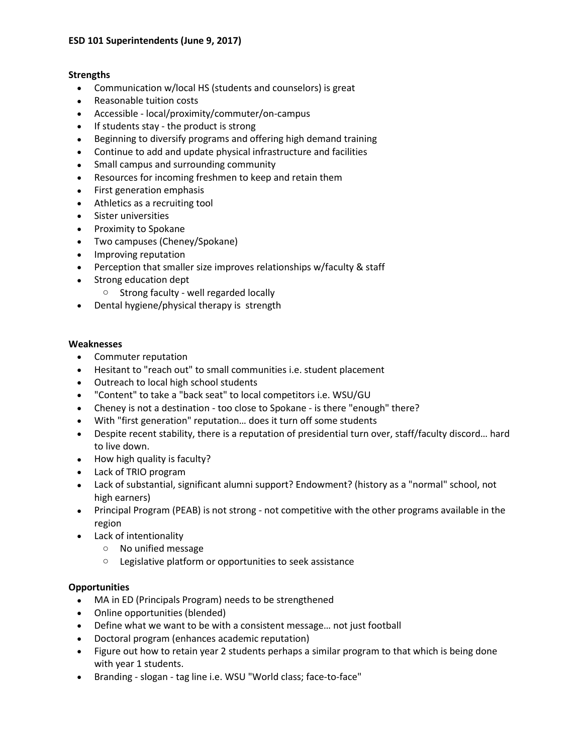**ESD 101 Superintendents (June 9, 2017)**

**Strengths**

- Communication w/local HS (students and counselors) is great
- Reasonable tuition costs
- Accessible - local/proximity/commuter/on-campus
- If students stay - the product is strong
- Beginning to diversify programs and offering high demand training
- Continue to add and update physical infrastructure and facilities
- Small campus and surrounding community
- Resources for incoming freshmen to keep and retain them
- First generation emphasis
- Athletics as a recruiting tool
- Sister universities
- Proximity to Spokane
- Two campuses (Cheney/Spokane)
- Improving reputation
- Perception that smaller size improves relationships w/faculty & staff
- Strong education dept
    - Strong faculty - well regarded locally
- Dental hygiene/physical therapy is strength

**Weaknesses**

- Commuter reputation
- Hesitant to "reach out" to small communities i.e. student placement
- Outreach to local high school students
- "Content" to take a "back seat" to local competitors i.e. WSU/GU
- Cheney is not a destination - too close to Spokane - is there "enough" there?
- With "first generation" reputation… does it turn off some students
- Despite recent stability, there is a reputation of presidential turn over, staff/faculty discord… hard to live down.
- How high quality is faculty?
- Lack of TRIO program
- Lack of substantial, significant alumni support? Endowment? (history as a "normal" school, not high earners)
- Principal Program (PEAB) is not strong - not competitive with the other programs available in the region
- Lack of intentionality
    - No unified message
    - Legislative platform or opportunities to seek assistance

**Opportunities**

- MA in ED (Principals Program) needs to be strengthened
- Online opportunities (blended)
- Define what we want to be with a consistent message… not just football
- Doctoral program (enhances academic reputation)
- Figure out how to retain year 2 students perhaps a similar program to that which is being done with year 1 students.
- Branding - slogan - tag line i.e. WSU "World class; face-to-face"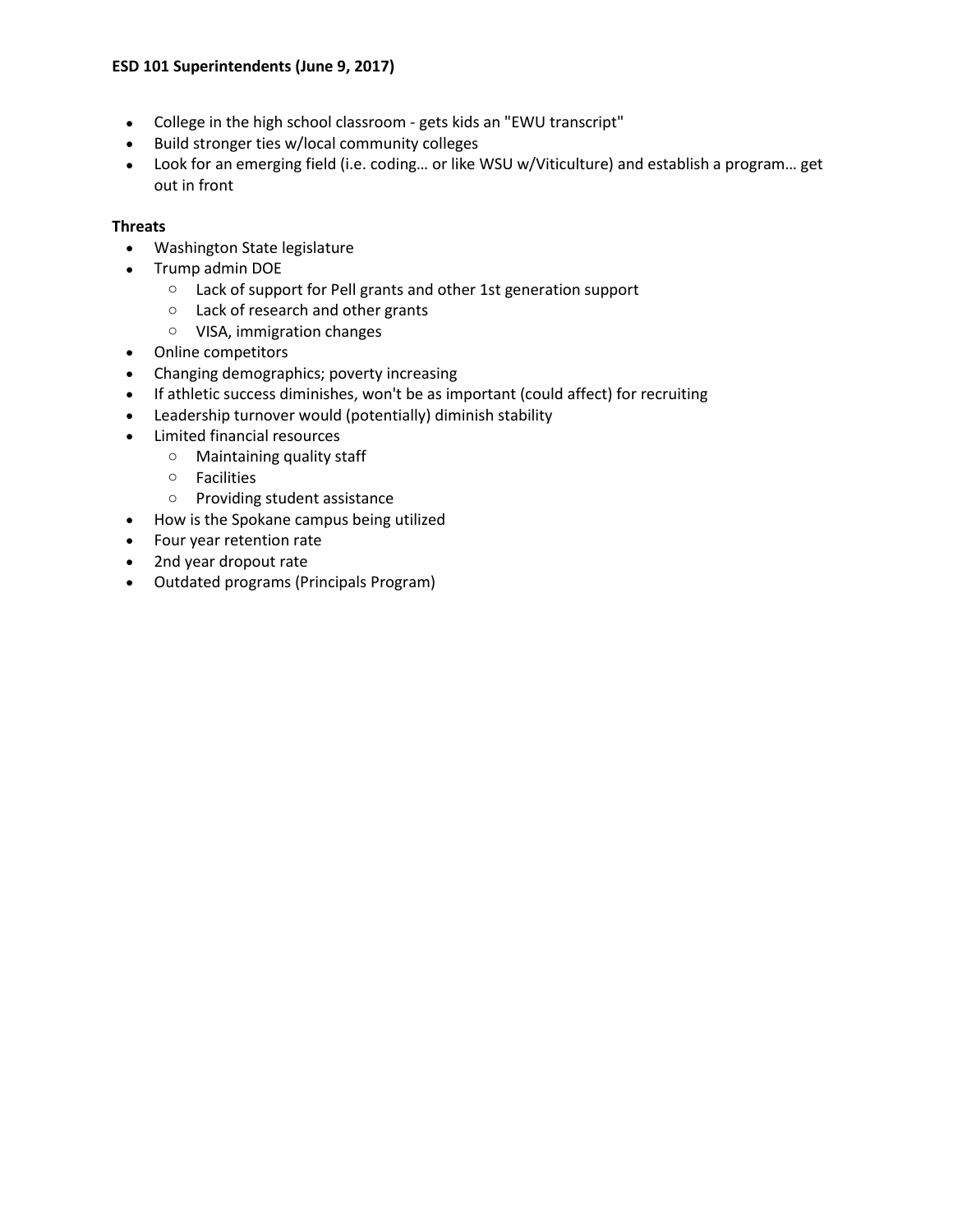**ESD 101 Superintendents (June 9, 2017)**

- College in the high school classroom - gets kids an "EWU transcript"
- Build stronger ties w/local community colleges
- Look for an emerging field (i.e. coding… or like WSU w/Viticulture) and establish a program… get out in front

**Threats**

- Washington State legislature
- Trump admin DOE
  - Lack of support for Pell grants and other 1st generation support
  - Lack of research and other grants
  - VISA, immigration changes
- Online competitors
- Changing demographics; poverty increasing
- If athletic success diminishes, won't be as important (could affect) for recruiting
- Leadership turnover would (potentially) diminish stability
- Limited financial resources
  - Maintaining quality staff
  - Facilities
  - Providing student assistance
- How is the Spokane campus being utilized
- Four year retention rate
- 2nd year dropout rate
- Outdated programs (Principals Program)